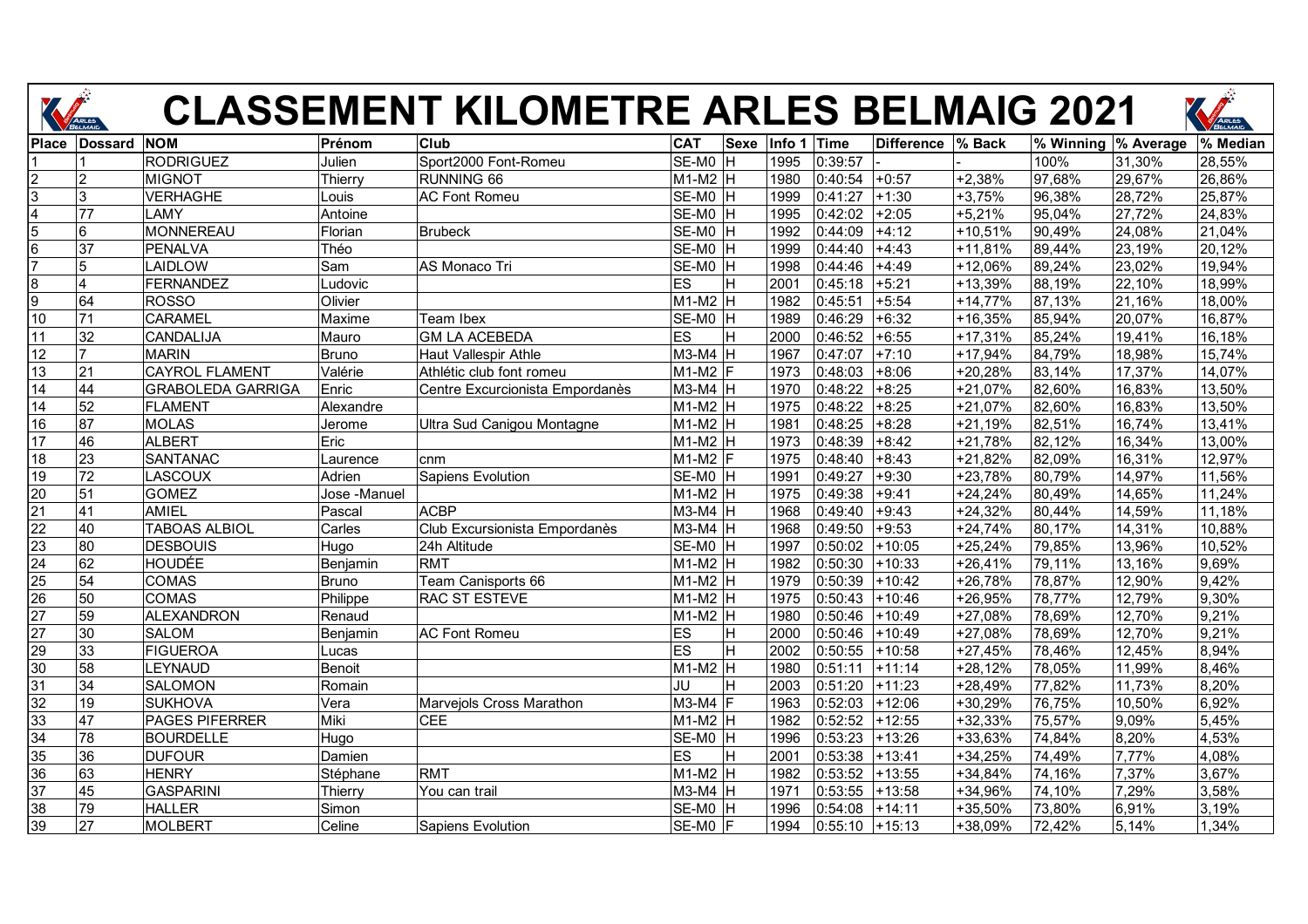# CLASSEMENT KILOMETRE ARLES BELMAIG 2021

| Place | Dossard | NOM | Prénom | Club | CAT | Sexe | Info 1 | Time | Difference | % Back | % Winning | % Average | % Median |
|---|---|---|---|---|---|---|---|---|---|---|---|---|---|
| 1 | 1 | RODRIGUEZ | Julien | Sport2000 Font-Romeu | SE-M0 | H | 1995 | 0:39:57 | - | - | 100% | 31,30% | 28,55% |
| 2 | 2 | MIGNOT | Thierry | RUNNING 66 | M1-M2 | H | 1980 | 0:40:54 | +0:57 | +2,38% | 97,68% | 29,67% | 26,86% |
| 3 | 3 | VERHAGHE | Louis | AC Font Romeu | SE-M0 | H | 1999 | 0:41:27 | +1:30 | +3,75% | 96,38% | 28,72% | 25,87% |
| 4 | 77 | LAMY | Antoine | | SE-M0 | H | 1995 | 0:42:02 | +2:05 | +5,21% | 95,04% | 27,72% | 24,83% |
| 5 | 6 | MONNEREAU | Florian | Brubeck | SE-M0 | H | 1992 | 0:44:09 | +4:12 | +10,51% | 90,49% | 24,08% | 21,04% |
| 6 | 37 | PENALVA | Théo | | SE-M0 | H | 1999 | 0:44:40 | +4:43 | +11,81% | 89,44% | 23,19% | 20,12% |
| 7 | 5 | LAIDLOW | Sam | AS Monaco Tri | SE-M0 | H | 1998 | 0:44:46 | +4:49 | +12,06% | 89,24% | 23,02% | 19,94% |
| 8 | 4 | FERNANDEZ | Ludovic | | ES | H | 2001 | 0:45:18 | +5:21 | +13,39% | 88,19% | 22,10% | 18,99% |
| 9 | 64 | ROSSO | Olivier | | M1-M2 | H | 1982 | 0:45:51 | +5:54 | +14,77% | 87,13% | 21,16% | 18,00% |
| 10 | 71 | CARAMEL | Maxime | Team Ibex | SE-M0 | H | 1989 | 0:46:29 | +6:32 | +16,35% | 85,94% | 20,07% | 16,87% |
| 11 | 32 | CANDALIJA | Mauro | GM LA ACEBEDA | ES | H | 2000 | 0:46:52 | +6:55 | +17,31% | 85,24% | 19,41% | 16,18% |
| 12 | 7 | MARIN | Bruno | Haut Vallespir Athle | M3-M4 | H | 1967 | 0:47:07 | +7:10 | +17,94% | 84,79% | 18,98% | 15,74% |
| 13 | 21 | CAYROL FLAMENT | Valérie | Athlétic club font romeu | M1-M2 | F | 1973 | 0:48:03 | +8:06 | +20,28% | 83,14% | 17,37% | 14,07% |
| 14 | 44 | GRABOLEDA GARRIGA | Enric | Centre Excurcionista Empordanès | M3-M4 | H | 1970 | 0:48:22 | +8:25 | +21,07% | 82,60% | 16,83% | 13,50% |
| 14 | 52 | FLAMENT | Alexandre | | M1-M2 | H | 1975 | 0:48:22 | +8:25 | +21,07% | 82,60% | 16,83% | 13,50% |
| 16 | 87 | MOLAS | Jerome | Ultra Sud Canigou Montagne | M1-M2 | H | 1981 | 0:48:25 | +8:28 | +21,19% | 82,51% | 16,74% | 13,41% |
| 17 | 46 | ALBERT | Eric | | M1-M2 | H | 1973 | 0:48:39 | +8:42 | +21,78% | 82,12% | 16,34% | 13,00% |
| 18 | 23 | SANTANAC | Laurence | cnm | M1-M2 | F | 1975 | 0:48:40 | +8:43 | +21,82% | 82,09% | 16,31% | 12,97% |
| 19 | 72 | LASCOUX | Adrien | Sapiens Evolution | SE-M0 | H | 1991 | 0:49:27 | +9:30 | +23,78% | 80,79% | 14,97% | 11,56% |
| 20 | 51 | GOMEZ | Jose -Manuel | | M1-M2 | H | 1975 | 0:49:38 | +9:41 | +24,24% | 80,49% | 14,65% | 11,24% |
| 21 | 41 | AMIEL | Pascal | ACBP | M3-M4 | H | 1968 | 0:49:40 | +9:43 | +24,32% | 80,44% | 14,59% | 11,18% |
| 22 | 40 | TABOAS ALBIOL | Carles | Club Excursionista Empordanès | M3-M4 | H | 1968 | 0:49:50 | +9:53 | +24,74% | 80,17% | 14,31% | 10,88% |
| 23 | 80 | DESBOUIS | Hugo | 24h Altitude | SE-M0 | H | 1997 | 0:50:02 | +10:05 | +25,24% | 79,85% | 13,96% | 10,52% |
| 24 | 62 | HOUDÉE | Benjamin | RMT | M1-M2 | H | 1982 | 0:50:30 | +10:33 | +26,41% | 79,11% | 13,16% | 9,69% |
| 25 | 54 | COMAS | Bruno | Team Canisports 66 | M1-M2 | H | 1979 | 0:50:39 | +10:42 | +26,78% | 78,87% | 12,90% | 9,42% |
| 26 | 50 | COMAS | Philippe | RAC ST ESTEVE | M1-M2 | H | 1975 | 0:50:43 | +10:46 | +26,95% | 78,77% | 12,79% | 9,30% |
| 27 | 59 | ALEXANDRON | Renaud | | M1-M2 | H | 1980 | 0:50:46 | +10:49 | +27,08% | 78,69% | 12,70% | 9,21% |
| 27 | 30 | SALOM | Benjamin | AC Font Romeu | ES | H | 2000 | 0:50:46 | +10:49 | +27,08% | 78,69% | 12,70% | 9,21% |
| 29 | 33 | FIGUEROA | Lucas | | ES | H | 2002 | 0:50:55 | +10:58 | +27,45% | 78,46% | 12,45% | 8,94% |
| 30 | 58 | LEYNAUD | Benoit | | M1-M2 | H | 1980 | 0:51:11 | +11:14 | +28,12% | 78,05% | 11,99% | 8,46% |
| 31 | 34 | SALOMON | Romain | | JU | H | 2003 | 0:51:20 | +11:23 | +28,49% | 77,82% | 11,73% | 8,20% |
| 32 | 19 | SUKHOVA | Vera | Marvejols Cross Marathon | M3-M4 | F | 1963 | 0:52:03 | +12:06 | +30,29% | 76,75% | 10,50% | 6,92% |
| 33 | 47 | PAGES PIFERRER | Miki | CEE | M1-M2 | H | 1982 | 0:52:52 | +12:55 | +32,33% | 75,57% | 9,09% | 5,45% |
| 34 | 78 | BOURDELLE | Hugo | | SE-M0 | H | 1996 | 0:53:23 | +13:26 | +33,63% | 74,84% | 8,20% | 4,53% |
| 35 | 36 | DUFOUR | Damien | | ES | H | 2001 | 0:53:38 | +13:41 | +34,25% | 74,49% | 7,77% | 4,08% |
| 36 | 63 | HENRY | Stéphane | RMT | M1-M2 | H | 1982 | 0:53:52 | +13:55 | +34,84% | 74,16% | 7,37% | 3,67% |
| 37 | 45 | GASPARINI | Thierry | You can trail | M3-M4 | H | 1971 | 0:53:55 | +13:58 | +34,96% | 74,10% | 7,29% | 3,58% |
| 38 | 79 | HALLER | Simon | | SE-M0 | H | 1996 | 0:54:08 | +14:11 | +35,50% | 73,80% | 6,91% | 3,19% |
| 39 | 27 | MOLBERT | Celine | Sapiens Evolution | SE-M0 | F | 1994 | 0:55:10 | +15:13 | +38,09% | 72,42% | 5,14% | 1,34% |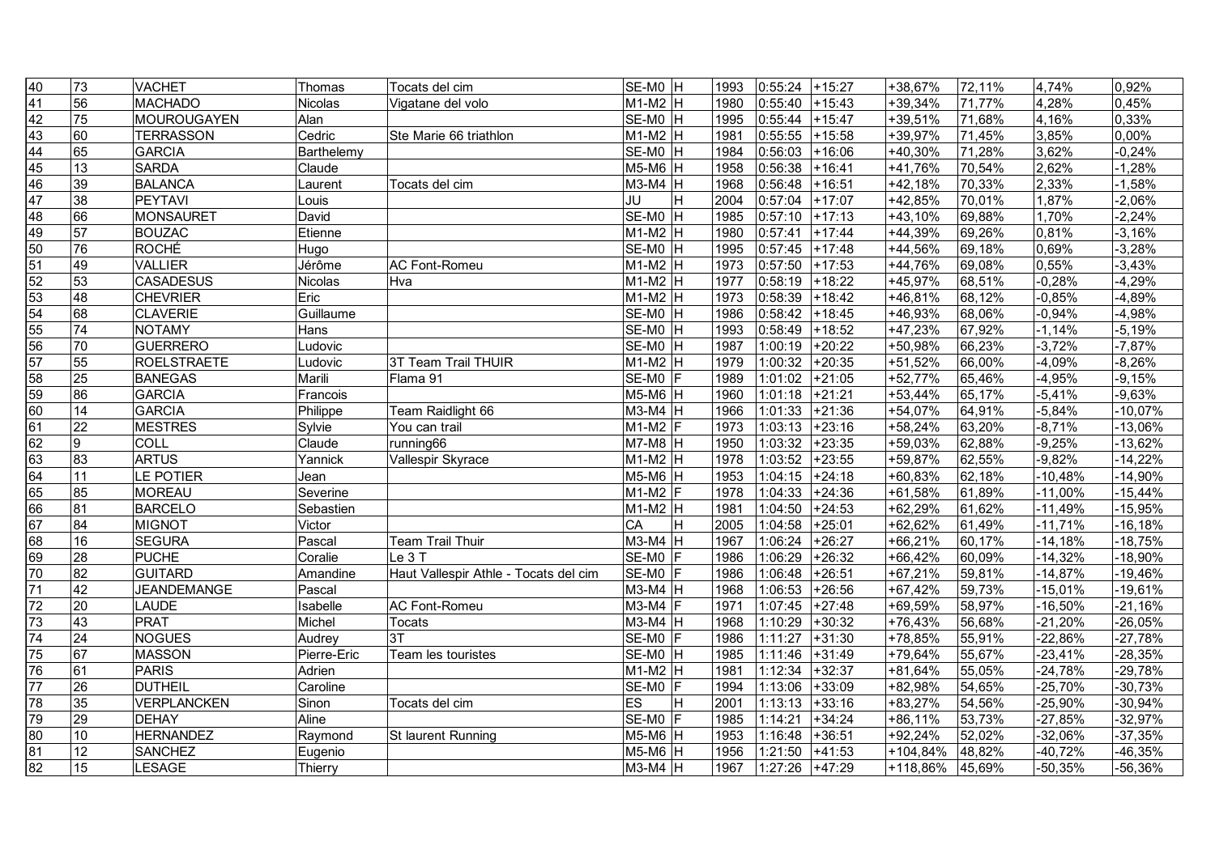| | | | | | | | | | | | | | |
|---|---|---|---|---|---|---|---|---|---|---|---|---|---|
| 40 | 73 | VACHET | Thomas | Tocats del cim | SE-M0 | H | 1993 | 0:55:24 | +15:27 | +38,67% | 72,11% | 4,74% | 0,92% |
| 41 | 56 | MACHADO | Nicolas | Vigatane del volo | M1-M2 | H | 1980 | 0:55:40 | +15:43 | +39,34% | 71,77% | 4,28% | 0,45% |
| 42 | 75 | MOUROUGAYEN | Alan | | SE-M0 | H | 1995 | 0:55:44 | +15:47 | +39,51% | 71,68% | 4,16% | 0,33% |
| 43 | 60 | TERRASSON | Cedric | Ste Marie 66 triathlon | M1-M2 | H | 1981 | 0:55:55 | +15:58 | +39,97% | 71,45% | 3,85% | 0,00% |
| 44 | 65 | GARCIA | Barthelemy | | SE-M0 | H | 1984 | 0:56:03 | +16:06 | +40,30% | 71,28% | 3,62% | -0,24% |
| 45 | 13 | SARDA | Claude | | M5-M6 | H | 1958 | 0:56:38 | +16:41 | +41,76% | 70,54% | 2,62% | -1,28% |
| 46 | 39 | BALANCA | Laurent | Tocats del cim | M3-M4 | H | 1968 | 0:56:48 | +16:51 | +42,18% | 70,33% | 2,33% | -1,58% |
| 47 | 38 | PEYTAVI | Louis | | JU | H | 2004 | 0:57:04 | +17:07 | +42,85% | 70,01% | 1,87% | -2,06% |
| 48 | 66 | MONSAURET | David | | SE-M0 | H | 1985 | 0:57:10 | +17:13 | +43,10% | 69,88% | 1,70% | -2,24% |
| 49 | 57 | BOUZAC | Etienne | | M1-M2 | H | 1980 | 0:57:41 | +17:44 | +44,39% | 69,26% | 0,81% | -3,16% |
| 50 | 76 | ROCHÉ | Hugo | | SE-M0 | H | 1995 | 0:57:45 | +17:48 | +44,56% | 69,18% | 0,69% | -3,28% |
| 51 | 49 | VALLIER | Jérôme | AC Font-Romeu | M1-M2 | H | 1973 | 0:57:50 | +17:53 | +44,76% | 69,08% | 0,55% | -3,43% |
| 52 | 53 | CASADESUS | Nicolas | Hva | M1-M2 | H | 1977 | 0:58:19 | +18:22 | +45,97% | 68,51% | -0,28% | -4,29% |
| 53 | 48 | CHEVRIER | Eric | | M1-M2 | H | 1973 | 0:58:39 | +18:42 | +46,81% | 68,12% | -0,85% | -4,89% |
| 54 | 68 | CLAVERIE | Guillaume | | SE-M0 | H | 1986 | 0:58:42 | +18:45 | +46,93% | 68,06% | -0,94% | -4,98% |
| 55 | 74 | NOTAMY | Hans | | SE-M0 | H | 1993 | 0:58:49 | +18:52 | +47,23% | 67,92% | -1,14% | -5,19% |
| 56 | 70 | GUERRERO | Ludovic | | SE-M0 | H | 1987 | 1:00:19 | +20:22 | +50,98% | 66,23% | -3,72% | -7,87% |
| 57 | 55 | ROELSTRAETE | Ludovic | 3T Team Trail THUIR | M1-M2 | H | 1979 | 1:00:32 | +20:35 | +51,52% | 66,00% | -4,09% | -8,26% |
| 58 | 25 | BANEGAS | Marili | Flama 91 | SE-M0 | F | 1989 | 1:01:02 | +21:05 | +52,77% | 65,46% | -4,95% | -9,15% |
| 59 | 86 | GARCIA | Francois | | M5-M6 | H | 1960 | 1:01:18 | +21:21 | +53,44% | 65,17% | -5,41% | -9,63% |
| 60 | 14 | GARCIA | Philippe | Team Raidlight 66 | M3-M4 | H | 1966 | 1:01:33 | +21:36 | +54,07% | 64,91% | -5,84% | -10,07% |
| 61 | 22 | MESTRES | Sylvie | You can trail | M1-M2 | F | 1973 | 1:03:13 | +23:16 | +58,24% | 63,20% | -8,71% | -13,06% |
| 62 | 9 | COLL | Claude | running66 | M7-M8 | H | 1950 | 1:03:32 | +23:35 | +59,03% | 62,88% | -9,25% | -13,62% |
| 63 | 83 | ARTUS | Yannick | Vallespir Skyrace | M1-M2 | H | 1978 | 1:03:52 | +23:55 | +59,87% | 62,55% | -9,82% | -14,22% |
| 64 | 11 | LE POTIER | Jean | | M5-M6 | H | 1953 | 1:04:15 | +24:18 | +60,83% | 62,18% | -10,48% | -14,90% |
| 65 | 85 | MOREAU | Severine | | M1-M2 | F | 1978 | 1:04:33 | +24:36 | +61,58% | 61,89% | -11,00% | -15,44% |
| 66 | 81 | BARCELO | Sebastien | | M1-M2 | H | 1981 | 1:04:50 | +24:53 | +62,29% | 61,62% | -11,49% | -15,95% |
| 67 | 84 | MIGNOT | Victor | | CA | H | 2005 | 1:04:58 | +25:01 | +62,62% | 61,49% | -11,71% | -16,18% |
| 68 | 16 | SEGURA | Pascal | Team Trail Thuir | M3-M4 | H | 1967 | 1:06:24 | +26:27 | +66,21% | 60,17% | -14,18% | -18,75% |
| 69 | 28 | PUCHE | Coralie | Le 3 T | SE-M0 | F | 1986 | 1:06:29 | +26:32 | +66,42% | 60,09% | -14,32% | -18,90% |
| 70 | 82 | GUITARD | Amandine | Haut Vallespir Athle - Tocats del cim | SE-M0 | F | 1986 | 1:06:48 | +26:51 | +67,21% | 59,81% | -14,87% | -19,46% |
| 71 | 42 | JEANDEMANGE | Pascal | | M3-M4 | H | 1968 | 1:06:53 | +26:56 | +67,42% | 59,73% | -15,01% | -19,61% |
| 72 | 20 | LAUDE | Isabelle | AC Font-Romeu | M3-M4 | F | 1971 | 1:07:45 | +27:48 | +69,59% | 58,97% | -16,50% | -21,16% |
| 73 | 43 | PRAT | Michel | Tocats | M3-M4 | H | 1968 | 1:10:29 | +30:32 | +76,43% | 56,68% | -21,20% | -26,05% |
| 74 | 24 | NOGUES | Audrey | 3T | SE-M0 | F | 1986 | 1:11:27 | +31:30 | +78,85% | 55,91% | -22,86% | -27,78% |
| 75 | 67 | MASSON | Pierre-Eric | Team les touristes | SE-M0 | H | 1985 | 1:11:46 | +31:49 | +79,64% | 55,67% | -23,41% | -28,35% |
| 76 | 61 | PARIS | Adrien | | M1-M2 | H | 1981 | 1:12:34 | +32:37 | +81,64% | 55,05% | -24,78% | -29,78% |
| 77 | 26 | DUTHEIL | Caroline | | SE-M0 | F | 1994 | 1:13:06 | +33:09 | +82,98% | 54,65% | -25,70% | -30,73% |
| 78 | 35 | VERPLANCKEN | Sinon | Tocats del cim | ES | H | 2001 | 1:13:13 | +33:16 | +83,27% | 54,56% | -25,90% | -30,94% |
| 79 | 29 | DEHAY | Aline | | SE-M0 | F | 1985 | 1:14:21 | +34:24 | +86,11% | 53,73% | -27,85% | -32,97% |
| 80 | 10 | HERNANDEZ | Raymond | St laurent Running | M5-M6 | H | 1953 | 1:16:48 | +36:51 | +92,24% | 52,02% | -32,06% | -37,35% |
| 81 | 12 | SANCHEZ | Eugenio | | M5-M6 | H | 1956 | 1:21:50 | +41:53 | +104,84% | 48,82% | -40,72% | -46,35% |
| 82 | 15 | LESAGE | Thierry | | M3-M4 | H | 1967 | 1:27:26 | +47:29 | +118,86% | 45,69% | -50,35% | -56,36% |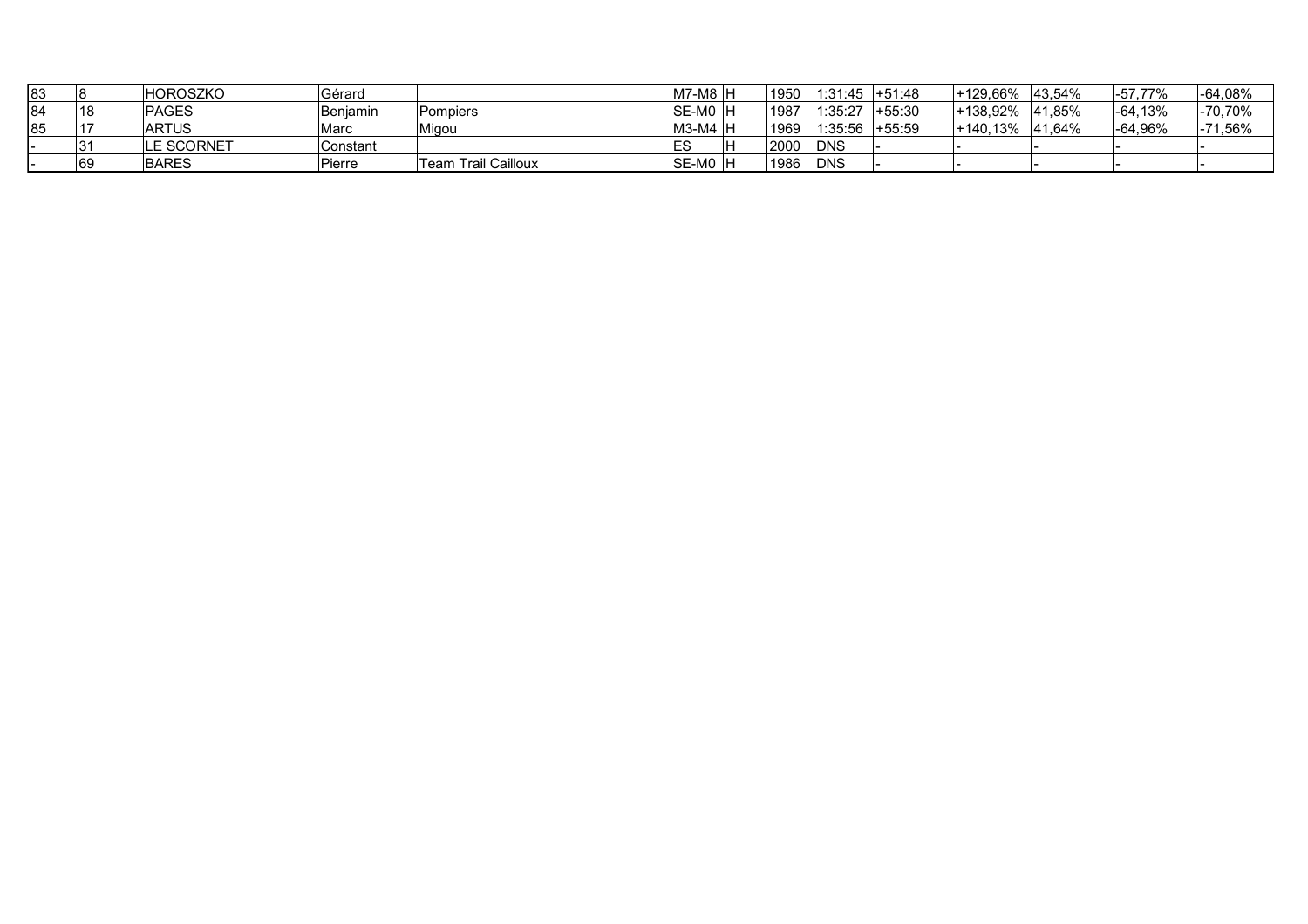| | | | | | | | | | | | | | |
|---|---|---|---|---|---|---|---|---|---|---|---|---|---|
| 83 | 8 | HOROSZKO | Gérard | | M7-M8 | H | 1950 | 1:31:45 | +51:48 | +129,66% | 43,54% | -57,77% | -64,08% |
| 84 | 18 | PAGES | Benjamin | Pompiers | SE-M0 | H | 1987 | 1:35:27 | +55:30 | +138,92% | 41,85% | -64,13% | -70,70% |
| 85 | 17 | ARTUS | Marc | Migou | M3-M4 | H | 1969 | 1:35:56 | +55:59 | +140,13% | 41,64% | -64,96% | -71,56% |
| - | 31 | LE SCORNET | Constant | | ES | H | 2000 | DNS | - | - | - | - | - |
| - | 69 | BARES | Pierre | Team Trail Cailloux | SE-M0 | H | 1986 | DNS | - | - | - | - | - |